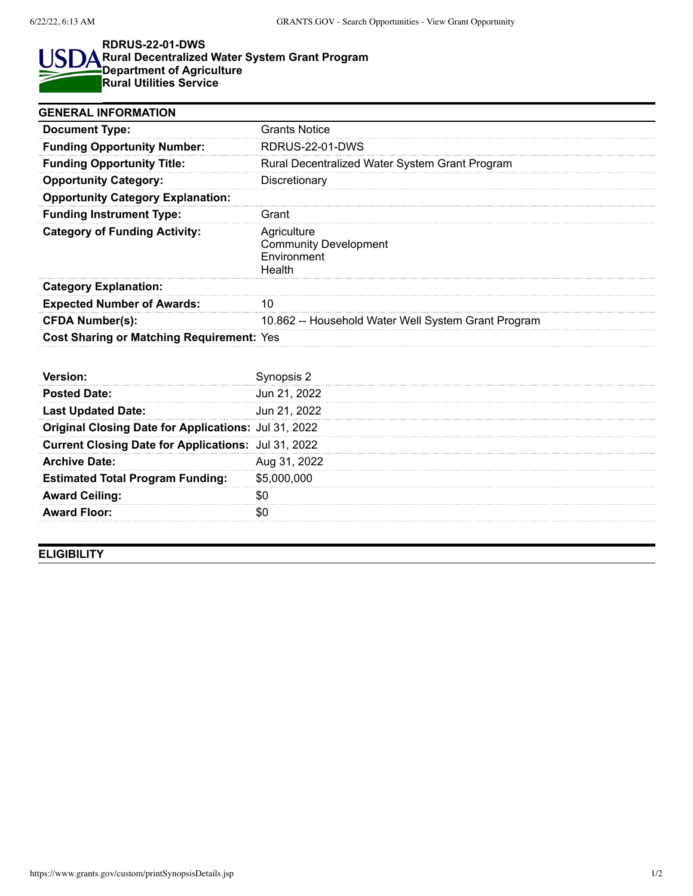# RDRUS-22-01-DWS
## Rural Decentralized Water System Grant Program
## Department of Agriculture
## Rural Utilities Service

## GENERAL INFORMATION

| | |
|---|---|
| **Document Type:** | Grants Notice |
| **Funding Opportunity Number:** | RDRUS-22-01-DWS |
| **Funding Opportunity Title:** | Rural Decentralized Water System Grant Program |
| **Opportunity Category:** | Discretionary |
| **Opportunity Category Explanation:** | |
| **Funding Instrument Type:** | Grant |
| **Category of Funding Activity:** | Agriculture<br>Community Development<br>Environment<br>Health |
| **Category Explanation:** | |
| **Expected Number of Awards:** | 10 |
| **CFDA Number(s):** | 10.862 -- Household Water Well System Grant Program |
| **Cost Sharing or Matching Requirement:** | Yes |

| | |
|---|---|
| **Version:** | Synopsis 2 |
| **Posted Date:** | Jun 21, 2022 |
| **Last Updated Date:** | Jun 21, 2022 |
| **Original Closing Date for Applications:** | Jul 31, 2022 |
| **Current Closing Date for Applications:** | Jul 31, 2022 |
| **Archive Date:** | Aug 31, 2022 |
| **Estimated Total Program Funding:** | $5,000,000 |
| **Award Ceiling:** | $0 |
| **Award Floor:** | $0 |

## ELIGIBILITY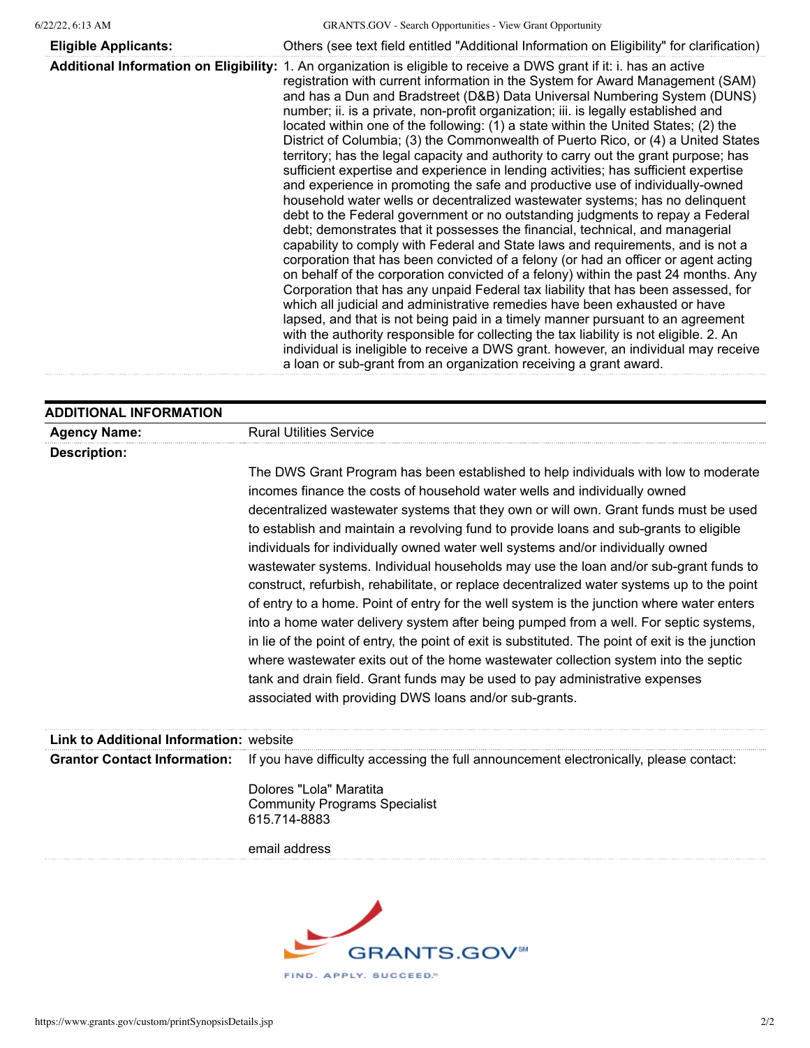| | |
|---|---|
| **Eligible Applicants:** | Others (see text field entitled "Additional Information on Eligibility" for clarification) |
| **Additional Information on Eligibility:** | 1. An organization is eligible to receive a DWS grant if it: i. has an active registration with current information in the System for Award Management (SAM) and has a Dun and Bradstreet (D&B) Data Universal Numbering System (DUNS) number; ii. is a private, non-profit organization; iii. is legally established and located within one of the following: (1) a state within the United States; (2) the District of Columbia; (3) the Commonwealth of Puerto Rico, or (4) a United States territory; has the legal capacity and authority to carry out the grant purpose; has sufficient expertise and experience in lending activities; has sufficient expertise and experience in promoting the safe and productive use of individually-owned household water wells or decentralized wastewater systems; has no delinquent debt to the Federal government or no outstanding judgments to repay a Federal debt; demonstrates that it possesses the financial, technical, and managerial capability to comply with Federal and State laws and requirements, and is not a corporation that has been convicted of a felony (or had an officer or agent acting on behalf of the corporation convicted of a felony) within the past 24 months. Any Corporation that has any unpaid Federal tax liability that has been assessed, for which all judicial and administrative remedies have been exhausted or have lapsed, and that is not being paid in a timely manner pursuant to an agreement with the authority responsible for collecting the tax liability is not eligible. 2. An individual is ineligible to receive a DWS grant. however, an individual may receive a loan or sub-grant from an organization receiving a grant award. |

## ADDITIONAL INFORMATION

| | |
|---|---|
| **Agency Name:** | Rural Utilities Service |
| **Description:** | The DWS Grant Program has been established to help individuals with low to moderate incomes finance the costs of household water wells and individually owned decentralized wastewater systems that they own or will own. Grant funds must be used to establish and maintain a revolving fund to provide loans and sub-grants to eligible individuals for individually owned water well systems and/or individually owned wastewater systems. Individual households may use the loan and/or sub-grant funds to construct, refurbish, rehabilitate, or replace decentralized water systems up to the point of entry to a home. Point of entry for the well system is the junction where water enters into a home water delivery system after being pumped from a well. For septic systems, in lie of the point of entry, the point of exit is substituted. The point of exit is the junction where wastewater exits out of the home wastewater collection system into the septic tank and drain field. Grant funds may be used to pay administrative expenses associated with providing DWS loans and/or sub-grants. |
| **Link to Additional Information:** | website |
| **Grantor Contact Information:** | If you have difficulty accessing the full announcement electronically, please contact:<br><br>Dolores "Lola" Maratita<br>Community Programs Specialist<br>615.714-8883<br><br>email address |

GRANTS.GOV
FIND. APPLY. SUCCEED.